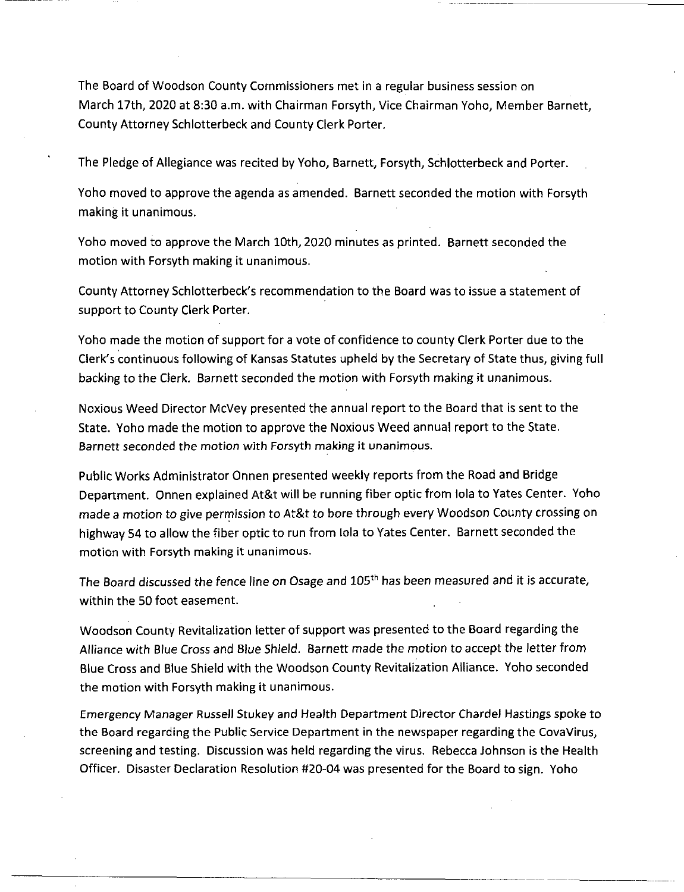The Board of Woodson County Commissioners met in a regular business session on March 17th, 2020 at 8:30 a.m. with Chairman Forsyth, Vice Chairman Yoho, Member Barnett, County Attorney Schlotterbeck and County Clerk Porter.

The Pledge of Allegiance was recited by Yoho, Barnett, Forsyth, Schlotterbeck and Porter.

Yoho moved to approve the agenda as amended. Barnett seconded the motion with Forsyth making it unanimous.

Yoho moved to approve the March 10th, 2020 minutes as printed. Barnett seconded the motion with Forsyth making it unanimous.

County Attorney Schlotterbeck's recommendation to the Board was to issue a statement of support to County Clerk Porter.

Yoho made the motion of support for a vote of confidence to county Clerk Porter due to the Clerk's continuous following of Kansas Statutes upheld by the Secretary of State thus, giving full backing to the Clerk. Barnett seconded the motion with Forsyth making it unanimous.

Noxious Weed Director McVey presented the annual report to the Board that is sent to the State. Yoho made the motion to approve the Noxious Weed annual report to the State. Barnett seconded the motion with Forsyth making it unanimous.

Public Works Administrator Onnen presented weekly reports from the Road and Bridge Department. Onnen explained At&t will be running fiber optic from Iola to Yates Center. Yoho made a motion to give permission to At&t to bore through every Woodson County crossing on highway 54 to allow the fiber optic to run from Iola to Yates Center. Barnett seconded the motion with Forsyth making it unanimous.

The Board discussed the fence line on Osage and 105th has been measured and it is accurate, within the 50 foot easement.

Woodson County Revitalization letter of support was presented to the Board regarding the Alliance with Blue Cross and Blue Shield. Barnett made the motion to accept the letter from Blue Cross and Blue Shield with the Woodson County Revitalization Alliance. Yoho seconded the motion with Forsyth making it unanimous.

Emergency Manager Russell Stukey and Health Department Director Chardel Hastings spoke to the Board regarding the Public Service Department in the newspaper regarding the CovaVirus, screening and testing. Discussion was held regarding the virus. Rebecca Johnson is the Health Officer. Disaster Declaration Resolution #20-04 was presented for the Board to sign. Yoho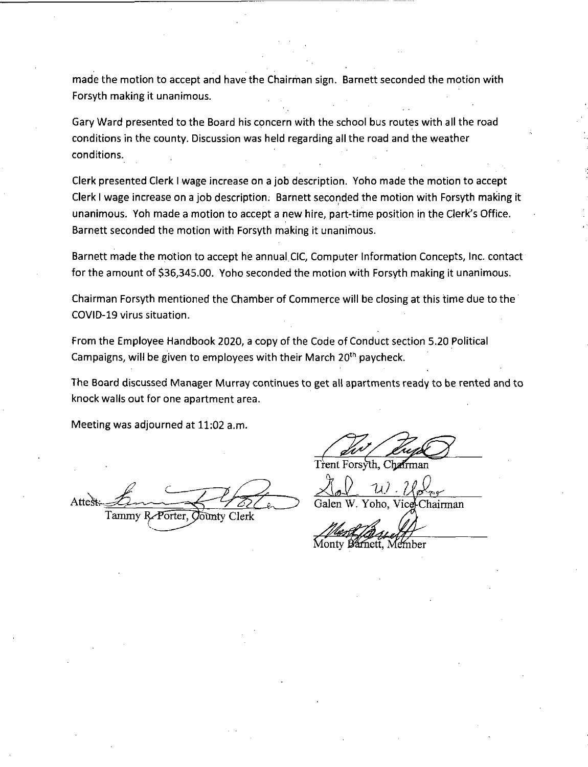made the motion to accept and have the Chairman sign. Barnett seconded the motion with Forsyth making it unanimous.

Gary Ward presented to the Board his concern with the school bus routes with all the road conditions in the county. Discussion was held regarding all the road and the weather conditions.

Clerk presented Clerk I wage increase on a job description. Yoho made the motion to accept Clerk I wage increase on a job description. Barnett seconded the motion with Forsyth making it unanimous. Yoh made a motion to accept a new hire, part-time position in the Clerk's Office. Barnett seconded the motion with Forsyth making it unanimous.

Barnett made the motion to accept he annual CIC, Computer Information Concepts, Inc. contact for the amount of $36,345.00. Yoho seconded the motion with Forsyth making it unanimous.

Chairman Forsyth mentioned the Chamber of Commerce will be closing at this time due to the COVID-19 virus situation.

From the Employee Handbook 2020, a copy of the Code of Conduct section 5.20 Political Campaigns, will be given to employees with their March 20th paycheck.

The Board discussed Manager Murray continues to get all apartments ready to be rented and to knock walls out for one apartment area.

Meeting was adjourned at 11:02 a.m.

Trent Forsyth, Chairman

Galen W. Yoho, Vice-Chairman

Monty Barnett, Member

Attest: Tammy R. Porter, County Clerk